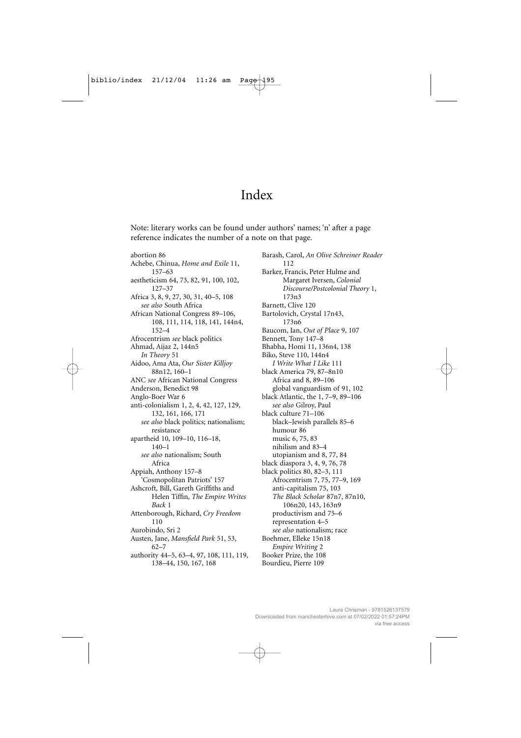# Index

Note: literary works can be found under authors' names; 'n' after a page reference indicates the number of a note on that page.

abortion 86
Achebe, Chinua, *Home and Exile* 11, 157–63
aestheticism 64, 73, 82, 91, 100, 102, 127–37
Africa 3, 8, 9, 27, 30, 31, 40–5, 108
  *see also* South Africa
African National Congress 89–106, 108, 111, 114, 118, 141, 144n4, 152–4
Afrocentrism *see* black politics
Ahmad, Aijaz 2, 144n5
  *In Theory* 51
Aidoo, Ama Ata, *Our Sister Killjoy* 88n12, 160–1
ANC *see* African National Congress
Anderson, Benedict 98
Anglo-Boer War 6
anti-colonialism 1, 2, 4, 42, 127, 129, 132, 161, 166, 171
  *see also* black politics; nationalism; resistance
apartheid 10, 109–10, 116–18, 140–1
  *see also* nationalism; South Africa
Appiah, Anthony 157–8
  'Cosmopolitan Patriots' 157
Ashcroft, Bill, Gareth Griffiths and Helen Tiffin, *The Empire Writes Back* 1
Attenborough, Richard, *Cry Freedom* 110
Aurobindo, Sri 2
Austen, Jane, *Mansfield Park* 51, 53, 62–7
authority 44–5, 63–4, 97, 108, 111, 119, 138–44, 150, 167, 168

Barash, Carol, *An Olive Schreiner Reader* 112
Barker, Francis, Peter Hulme and Margaret Iversen, *Colonial Discourse/Postcolonial Theory* 1, 173n3
Barnett, Clive 120
Bartolovich, Crystal 17n43, 173n6
Baucom, Ian, *Out of Place* 9, 107
Bennett, Tony 147–8
Bhabha, Homi 11, 136n4, 138
Biko, Steve 110, 144n4
  *I Write What I Like* 111
black America 79, 87–8n10
  Africa and 8, 89–106
  global vanguardism of 91, 102
black Atlantic, the 1, 7–9, 89–106
  *see also* Gilroy, Paul
black culture 71–106
  black–Jewish parallels 85–6
  humour 86
  music 6, 75, 83
  nihilism and 83–4
  utopianism and 8, 77, 84
black diaspora 3, 4, 9, 76, 78
black politics 80, 82–3, 111
  Afrocentrism 7, 75, 77–9, 169
  anti-capitalism 75, 103
  *The Black Scholar* 87n7, 87n10, 106n20, 143, 163n9
  productivism and 75–6
  representation 4–5
  *see also* nationalism; race
Boehmer, Elleke 15n18
  *Empire Writing* 2
Booker Prize, the 108
Bourdieu, Pierre 109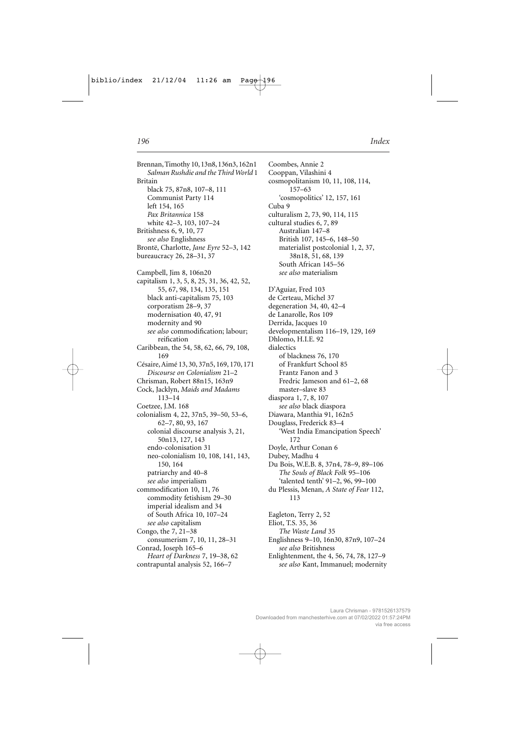Brennan, Timothy 10, 13n8, 136n3, 162n1
  *Salman Rushdie and the Third World* 1
Britain
  black 75, 87n8, 107–8, 111
  Communist Party 114
  left 154, 165
  *Pax Britannica* 158
  white 42–3, 103, 107–24
Britishness 6, 9, 10, 77
  *see also* Englishness
Brontë, Charlotte, *Jane Eyre* 52–3, 142
bureaucracy 26, 28–31, 37

Campbell, Jim 8, 106n20
capitalism 1, 3, 5, 8, 25, 31, 36, 42, 52, 55, 67, 98, 134, 135, 151
  black anti-capitalism 75, 103
  corporatism 28–9, 37
  modernisation 40, 47, 91
  modernity and 90
  *see also* commodification; labour; reification
Caribbean, the 54, 58, 62, 66, 79, 108, 169
Césaire, Aimé 13, 30, 37n5, 169, 170, 171
  *Discourse on Colonialism* 21–2
Chrisman, Robert 88n15, 163n9
Cock, Jacklyn, *Maids and Madams* 113–14
Coetzee, J.M. 168
colonialism 4, 22, 37n5, 39–50, 53–6, 62–7, 80, 93, 167
  colonial discourse analysis 3, 21, 50n13, 127, 143
  endo-colonisation 31
  neo-colonialism 10, 108, 141, 143, 150, 164
  patriarchy and 40–8
  *see also* imperialism
commodification 10, 11, 76
  commodity fetishism 29–30
  imperial idealism and 34
  of South Africa 10, 107–24
  *see also* capitalism
Congo, the 7, 21–38
  consumerism 7, 10, 11, 28–31
Conrad, Joseph 165–6
  *Heart of Darkness* 7, 19–38, 62
contrapuntal analysis 52, 166–7

Coombes, Annie 2
Cooppan, Vilashini 4
cosmopolitanism 10, 11, 108, 114, 157–63
  'cosmopolitics' 12, 157, 161
Cuba 9
culturalism 2, 73, 90, 114, 115
cultural studies 6, 7, 89
  Australian 147–8
  British 107, 145–6, 148–50
  materialist postcolonial 1, 2, 37, 38n18, 51, 68, 139
  South African 145–56
  *see also* materialism

D'Aguiar, Fred 103
de Certeau, Michel 37
degeneration 34, 40, 42–4
de Lanarolle, Ros 109
Derrida, Jacques 10
developmentalism 116–19, 129, 169
Dhlomo, H.I.E. 92
dialectics
  of blackness 76, 170
  of Frankfurt School 85
  Frantz Fanon and 3
  Fredric Jameson and 61–2, 68
  master–slave 83
diaspora 1, 7, 8, 107
  *see also* black diaspora
Diawara, Manthia 91, 162n5
Douglass, Frederick 83–4
  'West India Emancipation Speech' 172
Doyle, Arthur Conan 6
Dubey, Madhu 4
Du Bois, W.E.B. 8, 37n4, 78–9, 89–106
  *The Souls of Black Folk* 95–106
  'talented tenth' 91–2, 96, 99–100
du Plessis, Menan, *A State of Fear* 112, 113

Eagleton, Terry 2, 52
Eliot, T.S. 35, 36
  *The Waste Land* 35
Englishness 9–10, 16n30, 87n9, 107–24
  *see also* Britishness
Enlightenment, the 4, 56, 74, 78, 127–9
  *see also* Kant, Immanuel; modernity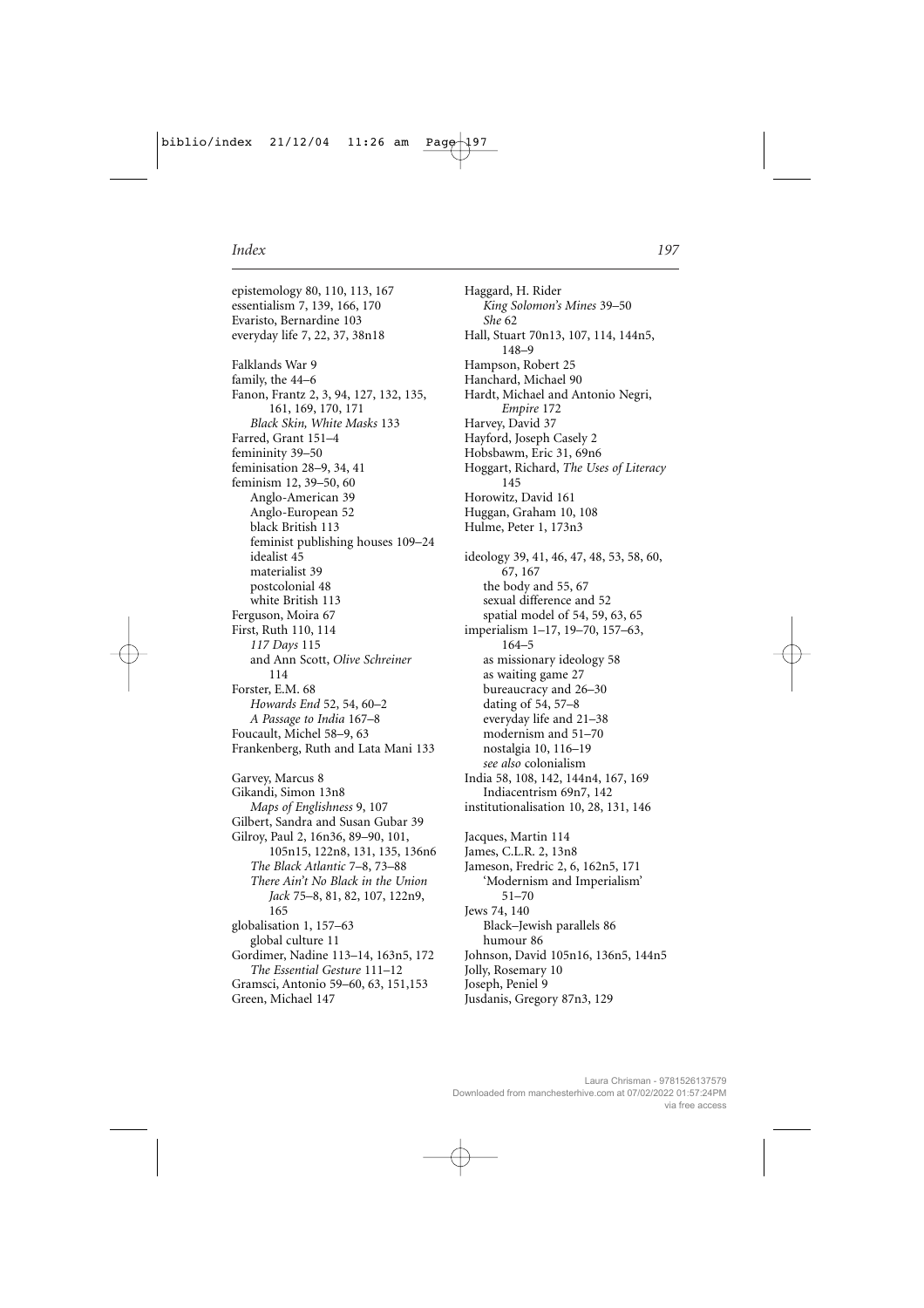epistemology 80, 110, 113, 167
essentialism 7, 139, 166, 170
Evaristo, Bernardine 103
everyday life 7, 22, 37, 38n18

Falklands War 9
family, the 44–6
Fanon, Frantz 2, 3, 94, 127, 132, 135, 161, 169, 170, 171
  *Black Skin, White Masks* 133
Farred, Grant 151–4
femininity 39–50
feminisation 28–9, 34, 41
feminism 12, 39–50, 60
  Anglo-American 39
  Anglo-European 52
  black British 113
  feminist publishing houses 109–24
  idealist 45
  materialist 39
  postcolonial 48
  white British 113
Ferguson, Moira 67
First, Ruth 110, 114
  *117 Days* 115
  and Ann Scott, *Olive Schreiner* 114
Forster, E.M. 68
  *Howards End* 52, 54, 60–2
  *A Passage to India* 167–8
Foucault, Michel 58–9, 63
Frankenberg, Ruth and Lata Mani 133

Garvey, Marcus 8
Gikandi, Simon 13n8
  *Maps of Englishness* 9, 107
Gilbert, Sandra and Susan Gubar 39
Gilroy, Paul 2, 16n36, 89–90, 101, 105n15, 122n8, 131, 135, 136n6
  *The Black Atlantic* 7–8, 73–88
  *There Ain't No Black in the Union Jack* 75–8, 81, 82, 107, 122n9, 165
globalisation 1, 157–63
  global culture 11
Gordimer, Nadine 113–14, 163n5, 172
  *The Essential Gesture* 111–12
Gramsci, Antonio 59–60, 63, 151,153
Green, Michael 147

Haggard, H. Rider
  *King Solomon's Mines* 39–50
  *She* 62
Hall, Stuart 70n13, 107, 114, 144n5, 148–9
Hampson, Robert 25
Hanchard, Michael 90
Hardt, Michael and Antonio Negri, *Empire* 172
Harvey, David 37
Hayford, Joseph Casely 2
Hobsbawm, Eric 31, 69n6
Hoggart, Richard, *The Uses of Literacy* 145
Horowitz, David 161
Huggan, Graham 10, 108
Hulme, Peter 1, 173n3

ideology 39, 41, 46, 47, 48, 53, 58, 60, 67, 167
  the body and 55, 67
  sexual difference and 52
  spatial model of 54, 59, 63, 65
imperialism 1–17, 19–70, 157–63, 164–5
  as missionary ideology 58
  as waiting game 27
  bureaucracy and 26–30
  dating of 54, 57–8
  everyday life and 21–38
  modernism and 51–70
  nostalgia 10, 116–19
  *see also* colonialism
India 58, 108, 142, 144n4, 167, 169
  Indiacentrism 69n7, 142
institutionalisation 10, 28, 131, 146

Jacques, Martin 114
James, C.L.R. 2, 13n8
Jameson, Fredric 2, 6, 162n5, 171
  'Modernism and Imperialism' 51–70
Jews 74, 140
  Black–Jewish parallels 86
  humour 86
Johnson, David 105n16, 136n5, 144n5
Jolly, Rosemary 10
Joseph, Peniel 9
Jusdanis, Gregory 87n3, 129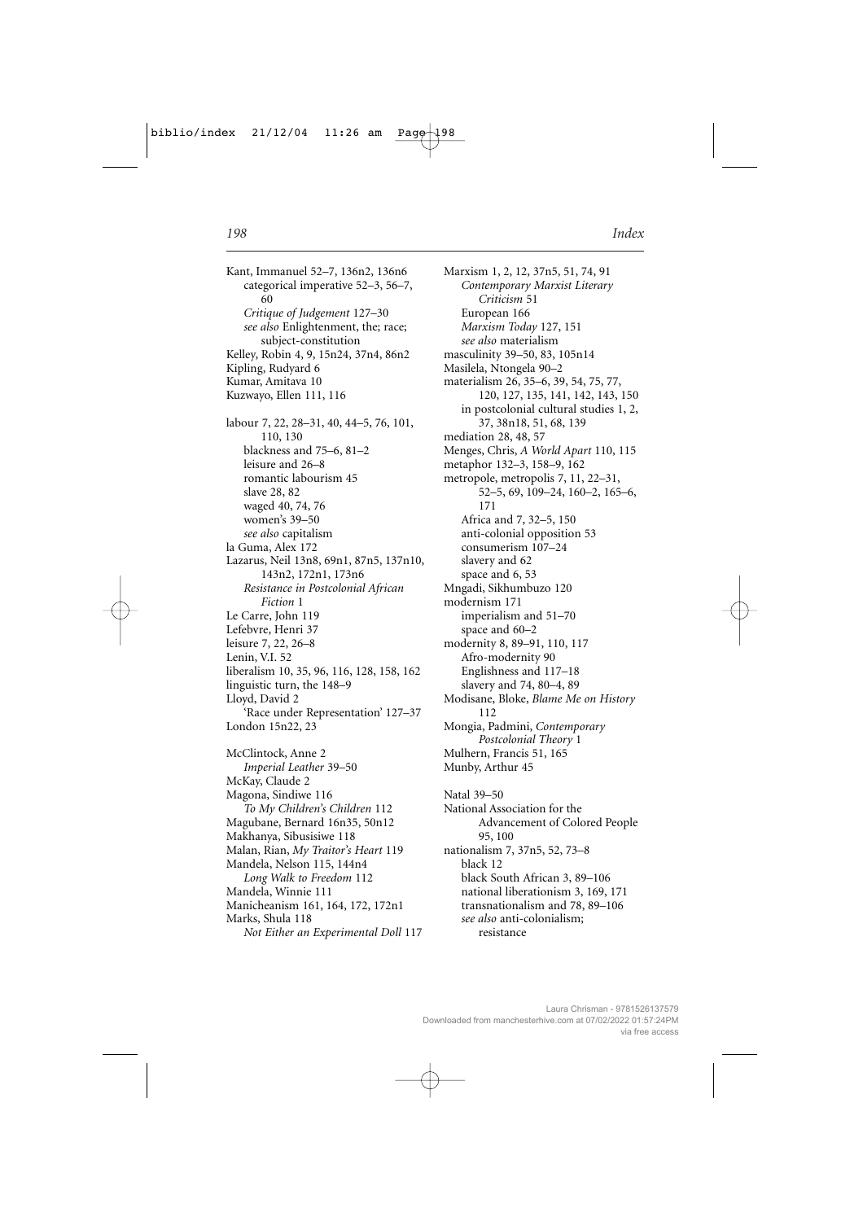Kant, Immanuel 52–7, 136n2, 136n6
  categorical imperative 52–3, 56–7, 60
  *Critique of Judgement* 127–30
  *see also* Enlightenment, the; race; subject-constitution
Kelley, Robin 4, 9, 15n24, 37n4, 86n2
Kipling, Rudyard 6
Kumar, Amitava 10
Kuzwayo, Ellen 111, 116

labour 7, 22, 28–31, 40, 44–5, 76, 101, 110, 130
  blackness and 75–6, 81–2
  leisure and 26–8
  romantic labourism 45
  slave 28, 82
  waged 40, 74, 76
  women's 39–50
  *see also* capitalism
la Guma, Alex 172
Lazarus, Neil 13n8, 69n1, 87n5, 137n10, 143n2, 172n1, 173n6
  *Resistance in Postcolonial African Fiction* 1
Le Carre, John 119
Lefebvre, Henri 37
leisure 7, 22, 26–8
Lenin, V.I. 52
liberalism 10, 35, 96, 116, 128, 158, 162
linguistic turn, the 148–9
Lloyd, David 2
  'Race under Representation' 127–37
London 15n22, 23

McClintock, Anne 2
  *Imperial Leather* 39–50
McKay, Claude 2
Magona, Sindiwe 116
  *To My Children's Children* 112
Magubane, Bernard 16n35, 50n12
Makhanya, Sibusisiwe 118
Malan, Rian, *My Traitor's Heart* 119
Mandela, Nelson 115, 144n4
  *Long Walk to Freedom* 112
Mandela, Winnie 111
Manicheanism 161, 164, 172, 172n1
Marks, Shula 118
  *Not Either an Experimental Doll* 117

Marxism 1, 2, 12, 37n5, 51, 74, 91
  *Contemporary Marxist Literary Criticism* 51
  European 166
  *Marxism Today* 127, 151
  *see also* materialism
masculinity 39–50, 83, 105n14
Masilela, Ntongela 90–2
materialism 26, 35–6, 39, 54, 75, 77, 120, 127, 135, 141, 142, 143, 150
  in postcolonial cultural studies 1, 2, 37, 38n18, 51, 68, 139
mediation 28, 48, 57
Menges, Chris, *A World Apart* 110, 115
metaphor 132–3, 158–9, 162
metropole, metropolis 7, 11, 22–31, 52–5, 69, 109–24, 160–2, 165–6, 171
  Africa and 7, 32–5, 150
  anti-colonial opposition 53
  consumerism 107–24
  slavery and 62
  space and 6, 53
Mngadi, Sikhumbuzo 120
modernism 171
  imperialism and 51–70
  space and 60–2
modernity 8, 89–91, 110, 117
  Afro-modernity 90
  Englishness and 117–18
  slavery and 74, 80–4, 89
Modisane, Bloke, *Blame Me on History* 112
Mongia, Padmini, *Contemporary Postcolonial Theory* 1
Mulhern, Francis 51, 165
Munby, Arthur 45

Natal 39–50
National Association for the Advancement of Colored People 95, 100
nationalism 7, 37n5, 52, 73–8
  black 12
  black South African 3, 89–106
  national liberationism 3, 169, 171
  transnationalism and 78, 89–106
  *see also* anti-colonialism; resistance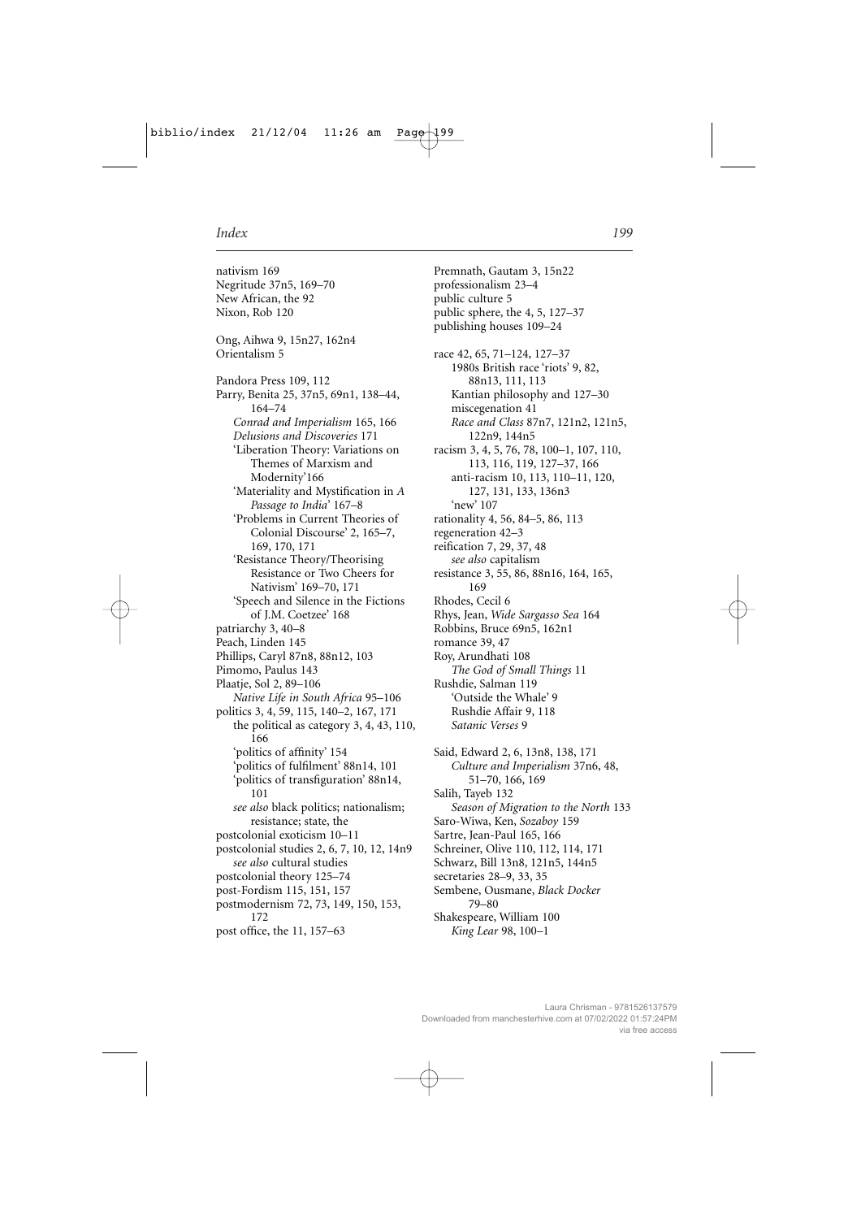nativism 169
Negritude 37n5, 169–70
New African, the 92
Nixon, Rob 120

Ong, Aihwa 9, 15n27, 162n4
Orientalism 5

Pandora Press 109, 112
Parry, Benita 25, 37n5, 69n1, 138–44, 164–74
 *Conrad and Imperialism* 165, 166
 *Delusions and Discoveries* 171
 'Liberation Theory: Variations on Themes of Marxism and Modernity'166
 'Materiality and Mystification in *A Passage to India*' 167–8
 'Problems in Current Theories of Colonial Discourse' 2, 165–7, 169, 170, 171
 'Resistance Theory/Theorising Resistance or Two Cheers for Nativism' 169–70, 171
 'Speech and Silence in the Fictions of J.M. Coetzee' 168
patriarchy 3, 40–8
Peach, Linden 145
Phillips, Caryl 87n8, 88n12, 103
Pimomo, Paulus 143
Plaatje, Sol 2, 89–106
 *Native Life in South Africa* 95–106
politics 3, 4, 59, 115, 140–2, 167, 171
 the political as category 3, 4, 43, 110, 166
 'politics of affinity' 154
 'politics of fulfilment' 88n14, 101
 'politics of transfiguration' 88n14, 101
 *see also* black politics; nationalism; resistance; state, the
postcolonial exoticism 10–11
postcolonial studies 2, 6, 7, 10, 12, 14n9
 *see also* cultural studies
postcolonial theory 125–74
post-Fordism 115, 151, 157
postmodernism 72, 73, 149, 150, 153, 172
post office, the 11, 157–63

Premnath, Gautam 3, 15n22
professionalism 23–4
public culture 5
public sphere, the 4, 5, 127–37
publishing houses 109–24

race 42, 65, 71–124, 127–37
 1980s British race 'riots' 9, 82, 88n13, 111, 113
 Kantian philosophy and 127–30
 miscegenation 41
 *Race and Class* 87n7, 121n2, 121n5, 122n9, 144n5
racism 3, 4, 5, 76, 78, 100–1, 107, 110, 113, 116, 119, 127–37, 166
 anti-racism 10, 113, 110–11, 120, 127, 131, 133, 136n3
 'new' 107
rationality 4, 56, 84–5, 86, 113
regeneration 42–3
reification 7, 29, 37, 48
 *see also* capitalism
resistance 3, 55, 86, 88n16, 164, 165, 169
Rhodes, Cecil 6
Rhys, Jean, *Wide Sargasso Sea* 164
Robbins, Bruce 69n5, 162n1
romance 39, 47
Roy, Arundhati 108
 *The God of Small Things* 11
Rushdie, Salman 119
 'Outside the Whale' 9
 Rushdie Affair 9, 118
 *Satanic Verses* 9

Said, Edward 2, 6, 13n8, 138, 171
 *Culture and Imperialism* 37n6, 48, 51–70, 166, 169
Salih, Tayeb 132
 *Season of Migration to the North* 133
Saro-Wiwa, Ken, *Sozaboy* 159
Sartre, Jean-Paul 165, 166
Schreiner, Olive 110, 112, 114, 171
Schwarz, Bill 13n8, 121n5, 144n5
secretaries 28–9, 33, 35
Sembene, Ousmane, *Black Docker* 79–80
Shakespeare, William 100
 *King Lear* 98, 100–1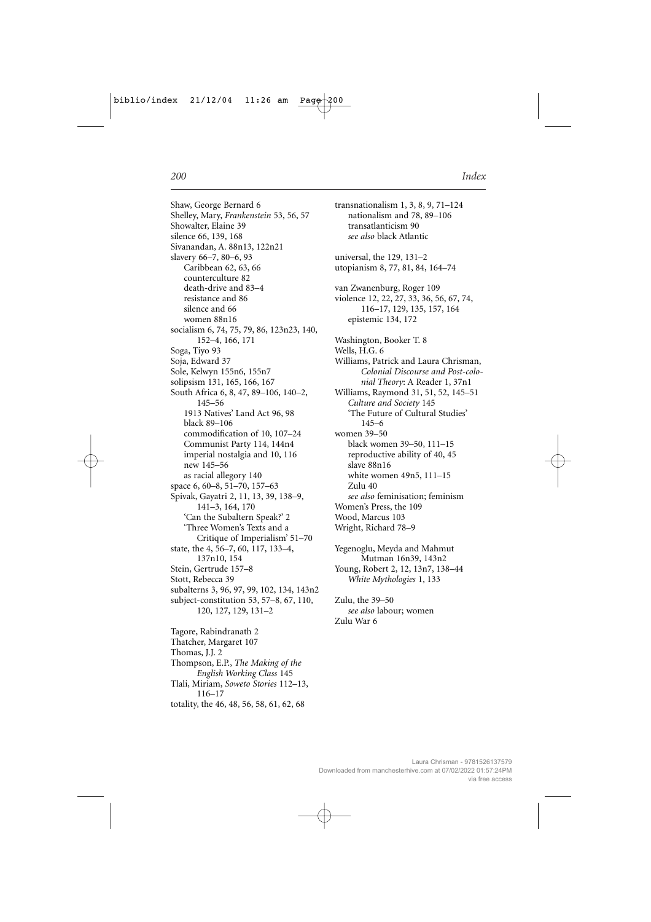Shaw, George Bernard 6
Shelley, Mary, *Frankenstein* 53, 56, 57
Showalter, Elaine 39
silence 66, 139, 168
Sivanandan, A. 88n13, 122n21
slavery 66–7, 80–6, 93
  Caribbean 62, 63, 66
  counterculture 82
  death-drive and 83–4
  resistance and 86
  silence and 66
  women 88n16
socialism 6, 74, 75, 79, 86, 123n23, 140, 152–4, 166, 171
Soga, Tiyo 93
Soja, Edward 37
Sole, Kelwyn 155n6, 155n7
solipsism 131, 165, 166, 167
South Africa 6, 8, 47, 89–106, 140–2, 145–56
  1913 Natives' Land Act 96, 98
  black 89–106
  commodification of 10, 107–24
  Communist Party 114, 144n4
  imperial nostalgia and 10, 116
  new 145–56
  as racial allegory 140
space 6, 60–8, 51–70, 157–63
Spivak, Gayatri 2, 11, 13, 39, 138–9, 141–3, 164, 170
  'Can the Subaltern Speak?' 2
  'Three Women's Texts and a Critique of Imperialism' 51–70
state, the 4, 56–7, 60, 117, 133–4, 137n10, 154
Stein, Gertrude 157–8
Stott, Rebecca 39
subalterns 3, 96, 97, 99, 102, 134, 143n2
subject-constitution 53, 57–8, 67, 110, 120, 127, 129, 131–2

Tagore, Rabindranath 2
Thatcher, Margaret 107
Thomas, J.J. 2
Thompson, E.P., *The Making of the English Working Class* 145
Tlali, Miriam, *Soweto Stories* 112–13, 116–17
totality, the 46, 48, 56, 58, 61, 62, 68

transnationalism 1, 3, 8, 9, 71–124
  nationalism and 78, 89–106
  transatlanticism 90
  *see also* black Atlantic

universal, the 129, 131–2
utopianism 8, 77, 81, 84, 164–74

van Zwanenburg, Roger 109
violence 12, 22, 27, 33, 36, 56, 67, 74, 116–17, 129, 135, 157, 164
  epistemic 134, 172

Washington, Booker T. 8
Wells, H.G. 6
Williams, Patrick and Laura Chrisman, *Colonial Discourse and Post-colonial Theory*: A Reader 1, 37n1
Williams, Raymond 31, 51, 52, 145–51
  *Culture and Society* 145
  'The Future of Cultural Studies' 145–6
women 39–50
  black women 39–50, 111–15
  reproductive ability of 40, 45
  slave 88n16
  white women 49n5, 111–15
  Zulu 40
  *see also* feminisation; feminism
Women's Press, the 109
Wood, Marcus 103
Wright, Richard 78–9

Yegenoglu, Meyda and Mahmut Mutman 16n39, 143n2
Young, Robert 2, 12, 13n7, 138–44
  *White Mythologies* 1, 133

Zulu, the 39–50
  *see also* labour; women
Zulu War 6